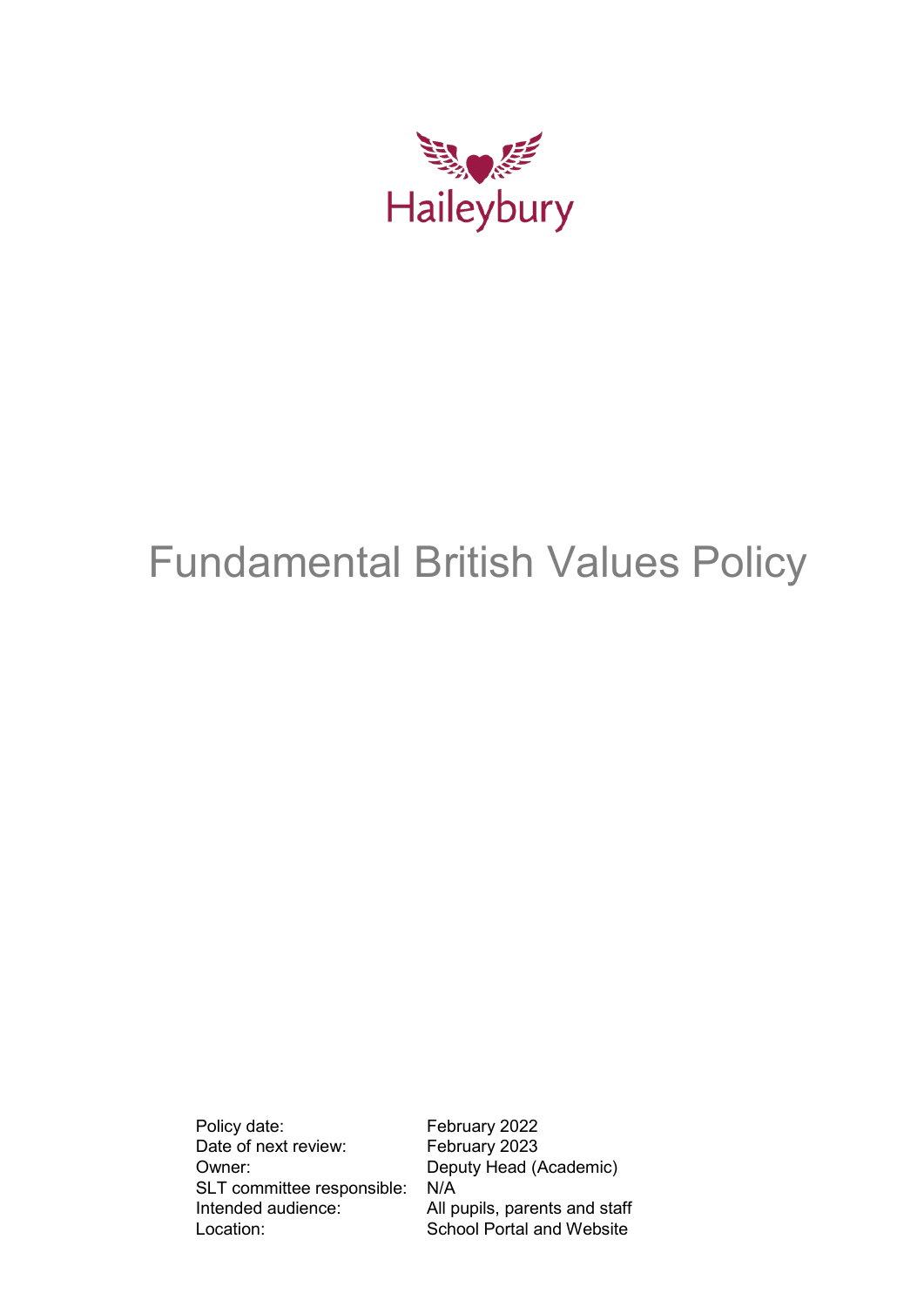Haileybury

# Fundamental British Values Policy

| | |
|---|---|
| Policy date: | February 2022 |
| Date of next review: | February 2023 |
| Owner: | Deputy Head (Academic) |
| SLT committee responsible: | N/A |
| Intended audience: | All pupils, parents and staff |
| Location: | School Portal and Website |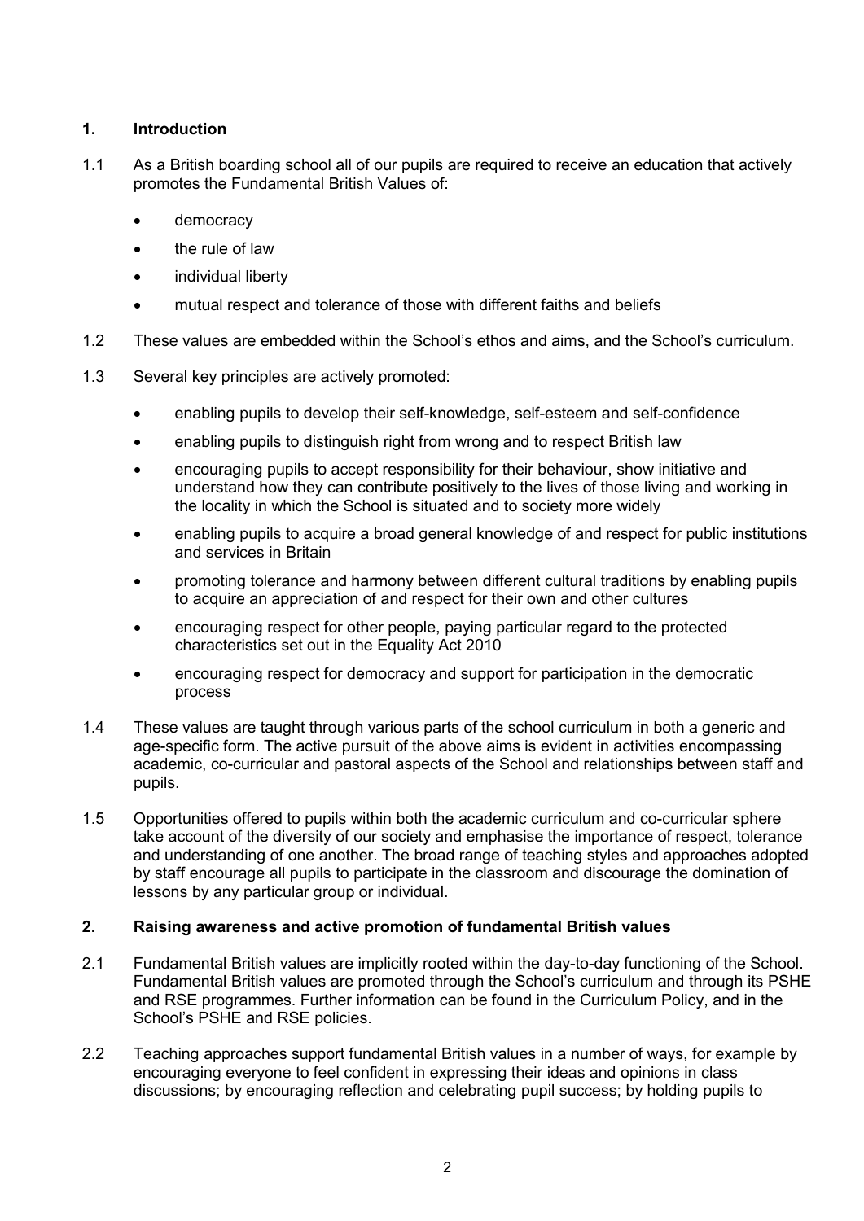## 1. Introduction

1.1 As a British boarding school all of our pupils are required to receive an education that actively promotes the Fundamental British Values of:

- democracy
- the rule of law
- individual liberty
- mutual respect and tolerance of those with different faiths and beliefs

1.2 These values are embedded within the School's ethos and aims, and the School's curriculum.

1.3 Several key principles are actively promoted:

- enabling pupils to develop their self-knowledge, self-esteem and self-confidence
- enabling pupils to distinguish right from wrong and to respect British law
- encouraging pupils to accept responsibility for their behaviour, show initiative and understand how they can contribute positively to the lives of those living and working in the locality in which the School is situated and to society more widely
- enabling pupils to acquire a broad general knowledge of and respect for public institutions and services in Britain
- promoting tolerance and harmony between different cultural traditions by enabling pupils to acquire an appreciation of and respect for their own and other cultures
- encouraging respect for other people, paying particular regard to the protected characteristics set out in the Equality Act 2010
- encouraging respect for democracy and support for participation in the democratic process

1.4 These values are taught through various parts of the school curriculum in both a generic and age-specific form. The active pursuit of the above aims is evident in activities encompassing academic, co-curricular and pastoral aspects of the School and relationships between staff and pupils.

1.5 Opportunities offered to pupils within both the academic curriculum and co-curricular sphere take account of the diversity of our society and emphasise the importance of respect, tolerance and understanding of one another. The broad range of teaching styles and approaches adopted by staff encourage all pupils to participate in the classroom and discourage the domination of lessons by any particular group or individual.

## 2. Raising awareness and active promotion of fundamental British values

2.1 Fundamental British values are implicitly rooted within the day-to-day functioning of the School. Fundamental British values are promoted through the School's curriculum and through its PSHE and RSE programmes. Further information can be found in the Curriculum Policy, and in the School's PSHE and RSE policies.

2.2 Teaching approaches support fundamental British values in a number of ways, for example by encouraging everyone to feel confident in expressing their ideas and opinions in class discussions; by encouraging reflection and celebrating pupil success; by holding pupils to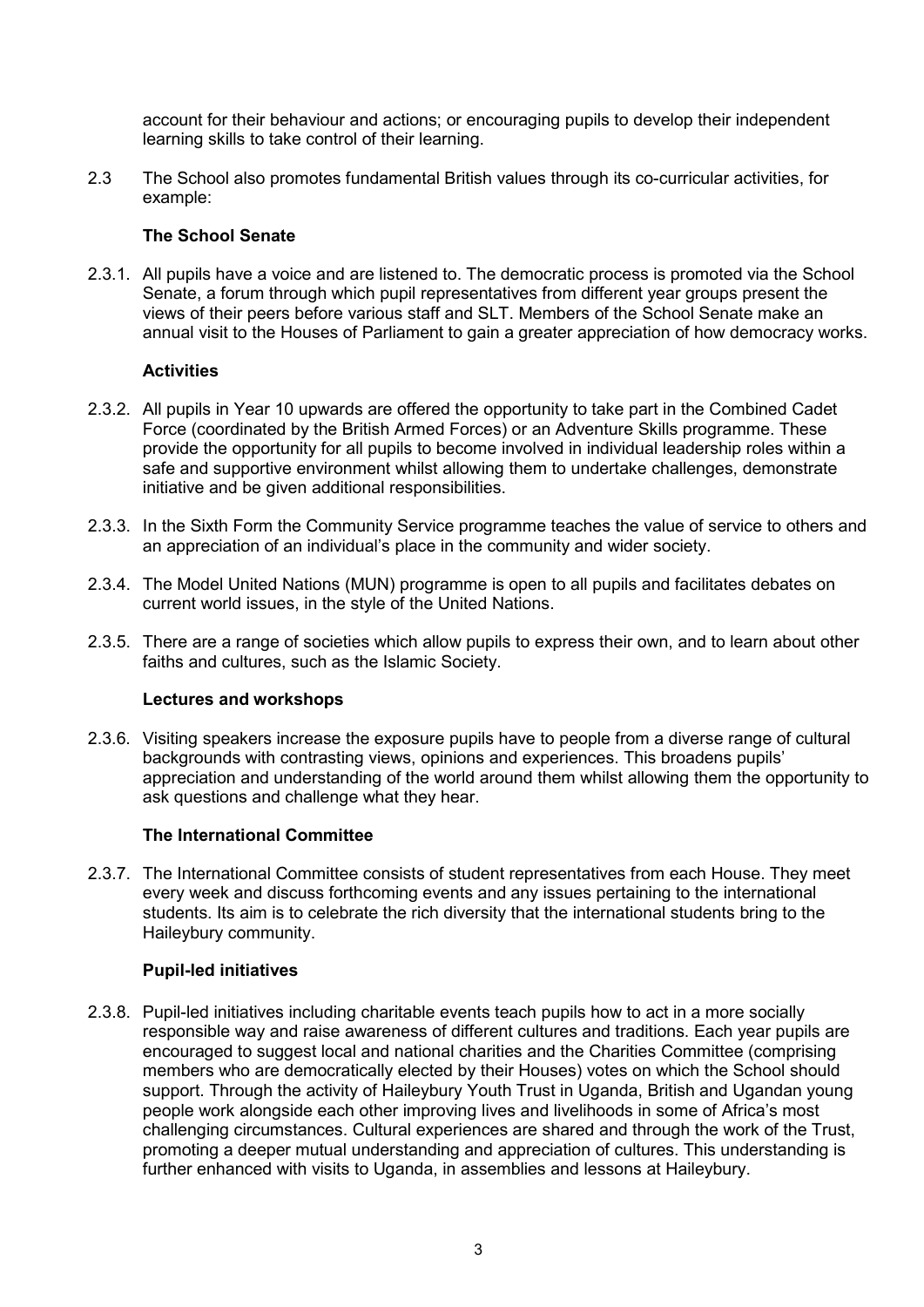account for their behaviour and actions; or encouraging pupils to develop their independent learning skills to take control of their learning.

2.3 The School also promotes fundamental British values through its co-curricular activities, for example:

**The School Senate**

2.3.1. All pupils have a voice and are listened to. The democratic process is promoted via the School Senate, a forum through which pupil representatives from different year groups present the views of their peers before various staff and SLT. Members of the School Senate make an annual visit to the Houses of Parliament to gain a greater appreciation of how democracy works.

**Activities**

2.3.2. All pupils in Year 10 upwards are offered the opportunity to take part in the Combined Cadet Force (coordinated by the British Armed Forces) or an Adventure Skills programme. These provide the opportunity for all pupils to become involved in individual leadership roles within a safe and supportive environment whilst allowing them to undertake challenges, demonstrate initiative and be given additional responsibilities.

2.3.3. In the Sixth Form the Community Service programme teaches the value of service to others and an appreciation of an individual's place in the community and wider society.

2.3.4. The Model United Nations (MUN) programme is open to all pupils and facilitates debates on current world issues, in the style of the United Nations.

2.3.5. There are a range of societies which allow pupils to express their own, and to learn about other faiths and cultures, such as the Islamic Society.

**Lectures and workshops**

2.3.6. Visiting speakers increase the exposure pupils have to people from a diverse range of cultural backgrounds with contrasting views, opinions and experiences. This broadens pupils' appreciation and understanding of the world around them whilst allowing them the opportunity to ask questions and challenge what they hear.

**The International Committee**

2.3.7. The International Committee consists of student representatives from each House. They meet every week and discuss forthcoming events and any issues pertaining to the international students. Its aim is to celebrate the rich diversity that the international students bring to the Haileybury community.

**Pupil-led initiatives**

2.3.8. Pupil-led initiatives including charitable events teach pupils how to act in a more socially responsible way and raise awareness of different cultures and traditions. Each year pupils are encouraged to suggest local and national charities and the Charities Committee (comprising members who are democratically elected by their Houses) votes on which the School should support. Through the activity of Haileybury Youth Trust in Uganda, British and Ugandan young people work alongside each other improving lives and livelihoods in some of Africa's most challenging circumstances. Cultural experiences are shared and through the work of the Trust, promoting a deeper mutual understanding and appreciation of cultures. This understanding is further enhanced with visits to Uganda, in assemblies and lessons at Haileybury.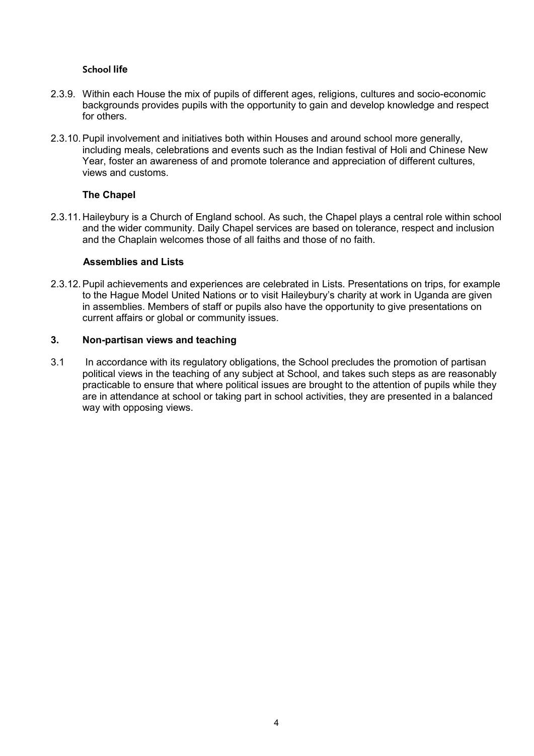#### School life

2.3.9. Within each House the mix of pupils of different ages, religions, cultures and socio-economic backgrounds provides pupils with the opportunity to gain and develop knowledge and respect for others.

2.3.10. Pupil involvement and initiatives both within Houses and around school more generally, including meals, celebrations and events such as the Indian festival of Holi and Chinese New Year, foster an awareness of and promote tolerance and appreciation of different cultures, views and customs.

#### The Chapel

2.3.11. Haileybury is a Church of England school. As such, the Chapel plays a central role within school and the wider community. Daily Chapel services are based on tolerance, respect and inclusion and the Chaplain welcomes those of all faiths and those of no faith.

#### Assemblies and Lists

2.3.12. Pupil achievements and experiences are celebrated in Lists. Presentations on trips, for example to the Hague Model United Nations or to visit Haileybury's charity at work in Uganda are given in assemblies. Members of staff or pupils also have the opportunity to give presentations on current affairs or global or community issues.

## 3. Non-partisan views and teaching

3.1 In accordance with its regulatory obligations, the School precludes the promotion of partisan political views in the teaching of any subject at School, and takes such steps as are reasonably practicable to ensure that where political issues are brought to the attention of pupils while they are in attendance at school or taking part in school activities, they are presented in a balanced way with opposing views.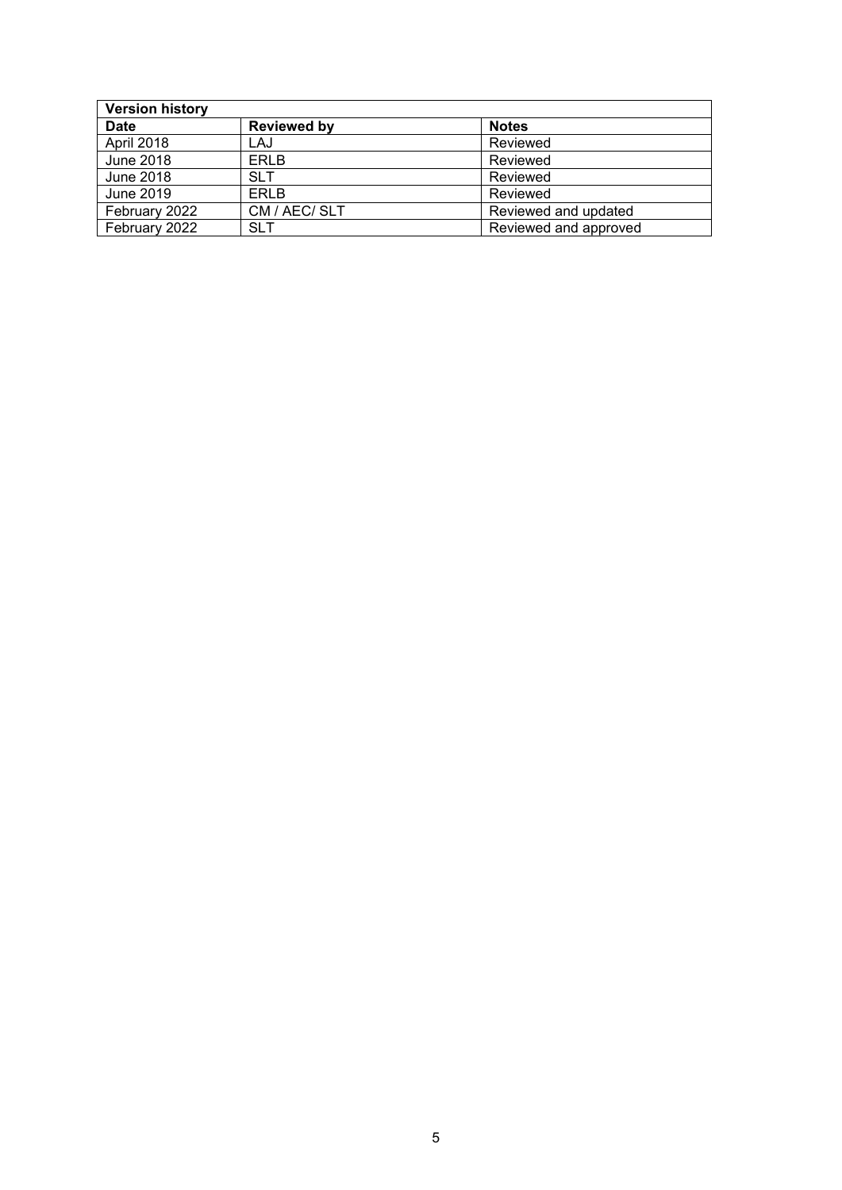| Version history | | |
|---|---|---|
| **Date** | **Reviewed by** | **Notes** |
| April 2018 | LAJ | Reviewed |
| June 2018 | ERLB | Reviewed |
| June 2018 | SLT | Reviewed |
| June 2019 | ERLB | Reviewed |
| February 2022 | CM / AEC/ SLT | Reviewed and updated |
| February 2022 | SLT | Reviewed and approved |